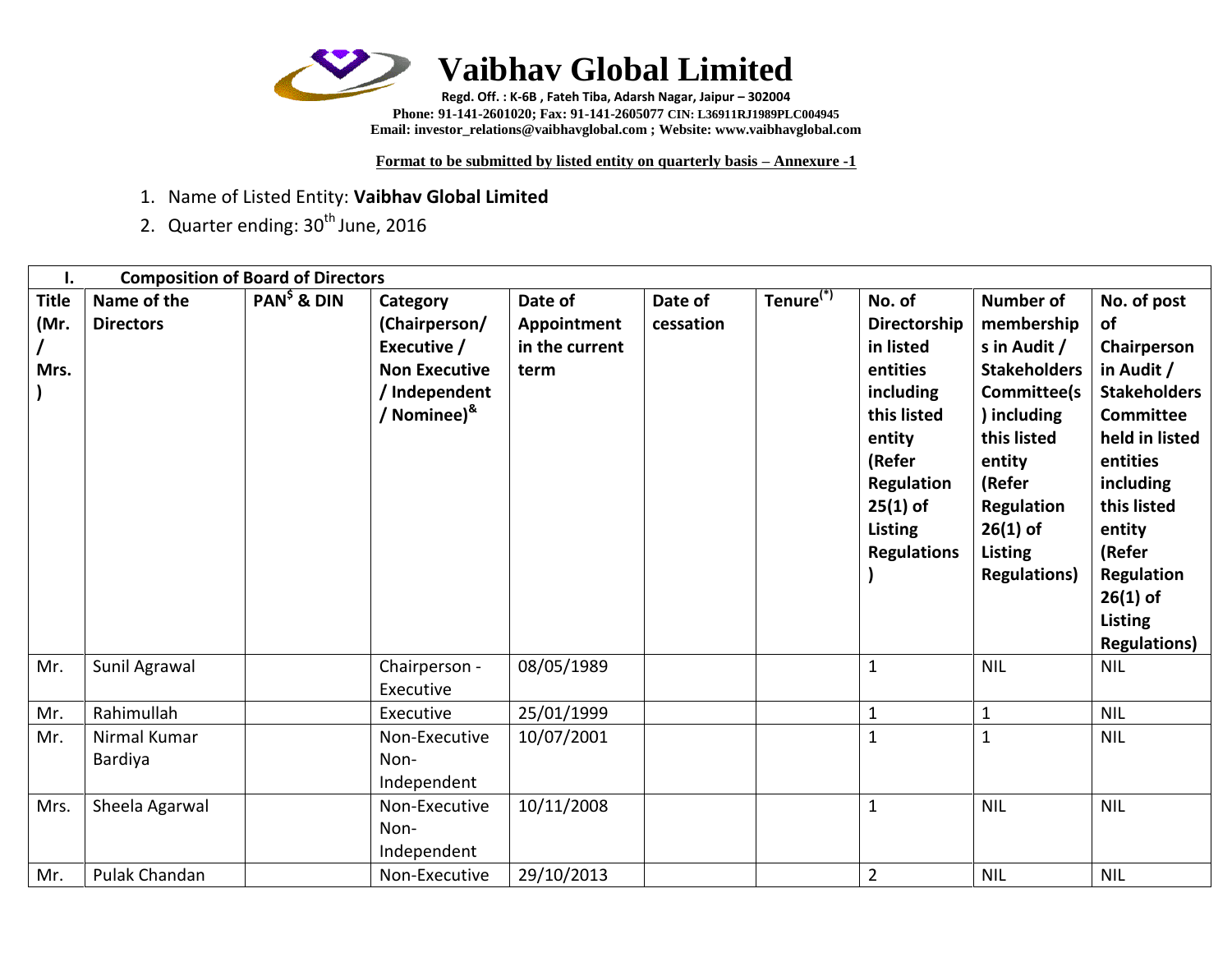# Vaibhav Global Limited

**Regd. Off. : K-6B , Fateh Tiba, Adarsh Nagar, Jaipur – 302004**
**Phone: 91-141-2601020; Fax: 91-141-2605077 CIN: L36911RJ1989PLC004945**
**Email: investor_relations@vaibhavglobal.com ; Website: www.vaibhavglobal.com**

**Format to be submitted by listed entity on quarterly basis – Annexure -1**

1. Name of Listed Entity: **Vaibhav Global Limited**
2. Quarter ending: 30th June, 2016

| **I. Composition of Board of Directors** | | | | | | | | | |
|---|---|---|---|---|---|---|---|---|---|
| **Title (Mr. / Mrs. )** | **Name of the Directors** | **PAN[$] & DIN** | **Category (Chairperson/ Executive / Non Executive / Independent / Nominee)[&]** | **Date of Appointment in the current term** | **Date of cessation** | **Tenure[(*)]** | **No. of Directorship in listed entities including this listed entity (Refer Regulation 25(1) of Listing Regulations )** | **Number of memberships in Audit / Stakeholders Committee(s) including this listed entity (Refer Regulation 26(1) of Listing Regulations)** | **No. of post of Chairperson in Audit / Stakeholders Committee held in listed entities including this listed entity (Refer Regulation 26(1) of Listing Regulations)** |
| Mr. | Sunil Agrawal | | Chairperson - Executive | 08/05/1989 | | | 1 | NIL | NIL |
| Mr. | Rahimullah | | Executive | 25/01/1999 | | | 1 | 1 | NIL |
| Mr. | Nirmal Kumar Bardiya | | Non-Executive Non-Independent | 10/07/2001 | | | 1 | 1 | NIL |
| Mrs. | Sheela Agarwal | | Non-Executive Non-Independent | 10/11/2008 | | | 1 | NIL | NIL |
| Mr. | Pulak Chandan | | Non-Executive | 29/10/2013 | | | 2 | NIL | NIL |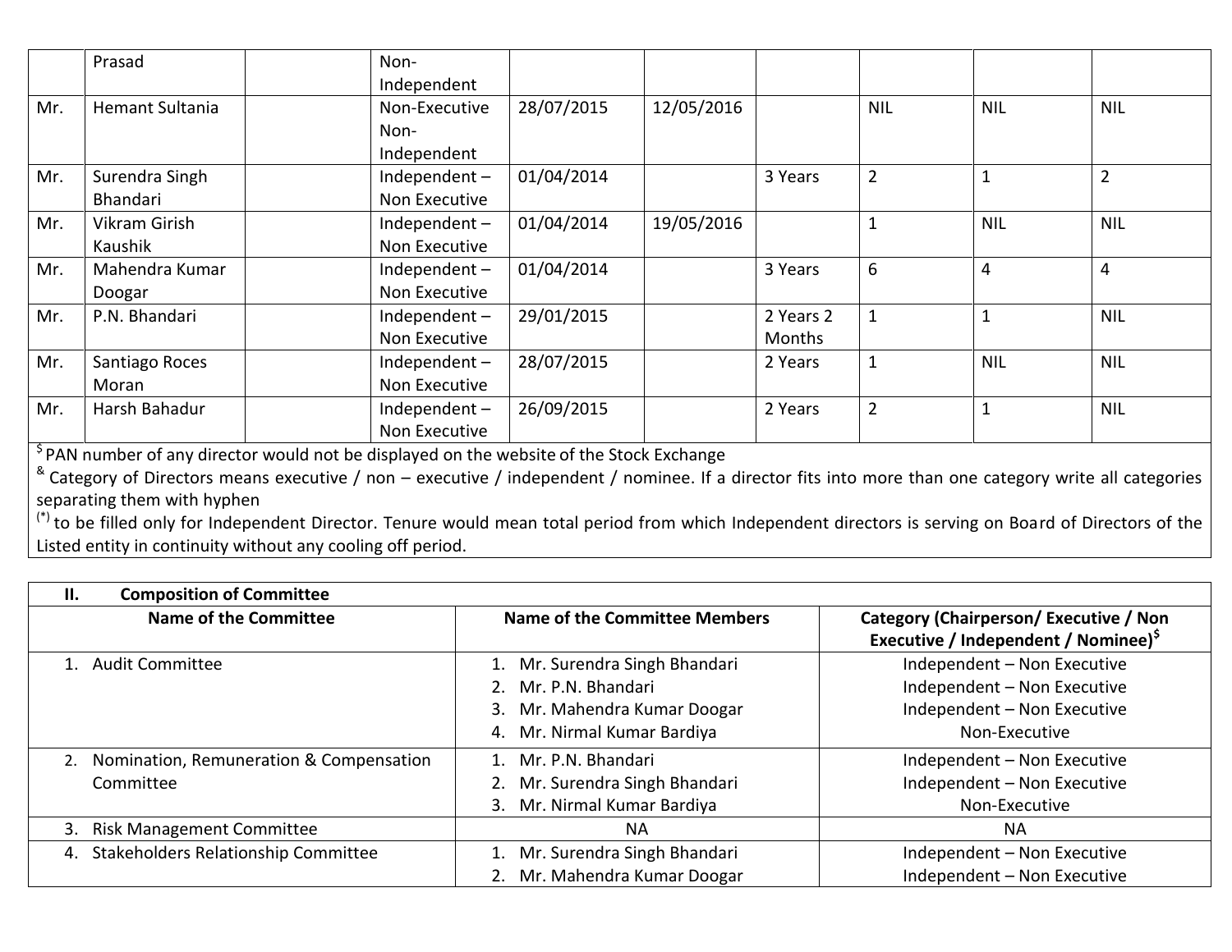|  |  |  |  |  |  |  |  |  |  |
|---|---|---|---|---|---|---|---|---|---|
|  | Prasad |  | Non-Independent |  |  |  |  |  |  |
| Mr. | Hemant Sultania |  | Non-Executive Non-Independent | 28/07/2015 | 12/05/2016 |  | NIL | NIL | NIL |
| Mr. | Surendra Singh Bhandari |  | Independent – Non Executive | 01/04/2014 |  | 3 Years | 2 | 1 | 2 |
| Mr. | Vikram Girish Kaushik |  | Independent – Non Executive | 01/04/2014 | 19/05/2016 |  | 1 | NIL | NIL |
| Mr. | Mahendra Kumar Doogar |  | Independent – Non Executive | 01/04/2014 |  | 3 Years | 6 | 4 | 4 |
| Mr. | P.N. Bhandari |  | Independent – Non Executive | 29/01/2015 |  | 2 Years 2 Months | 1 | 1 | NIL |
| Mr. | Santiago Roces Moran |  | Independent – Non Executive | 28/07/2015 |  | 2 Years | 1 | NIL | NIL |
| Mr. | Harsh Bahadur |  | Independent – Non Executive | 26/09/2015 |  | 2 Years | 2 | 1 | NIL |

$ PAN number of any director would not be displayed on the website of the Stock Exchange

& Category of Directors means executive / non – executive / independent / nominee. If a director fits into more than one category write all categories separating them with hyphen

(*) to be filled only for Independent Director. Tenure would mean total period from which Independent directors is serving on Board of Directors of the Listed entity in continuity without any cooling off period.

**II. Composition of Committee**

| Name of the Committee | Name of the Committee Members | Category (Chairperson/ Executive / Non Executive / Independent / Nominee)$ |
|---|---|---|
| 1. Audit Committee | 1. Mr. Surendra Singh Bhandari<br>2. Mr. P.N. Bhandari<br>3. Mr. Mahendra Kumar Doogar<br>4. Mr. Nirmal Kumar Bardiya | Independent – Non Executive<br>Independent – Non Executive<br>Independent – Non Executive<br>Non-Executive |
| 2. Nomination, Remuneration & Compensation Committee | 1. Mr. P.N. Bhandari<br>2. Mr. Surendra Singh Bhandari<br>3. Mr. Nirmal Kumar Bardiya | Independent – Non Executive<br>Independent – Non Executive<br>Non-Executive |
| 3. Risk Management Committee | NA | NA |
| 4. Stakeholders Relationship Committee | 1. Mr. Surendra Singh Bhandari<br>2. Mr. Mahendra Kumar Doogar | Independent – Non Executive<br>Independent – Non Executive |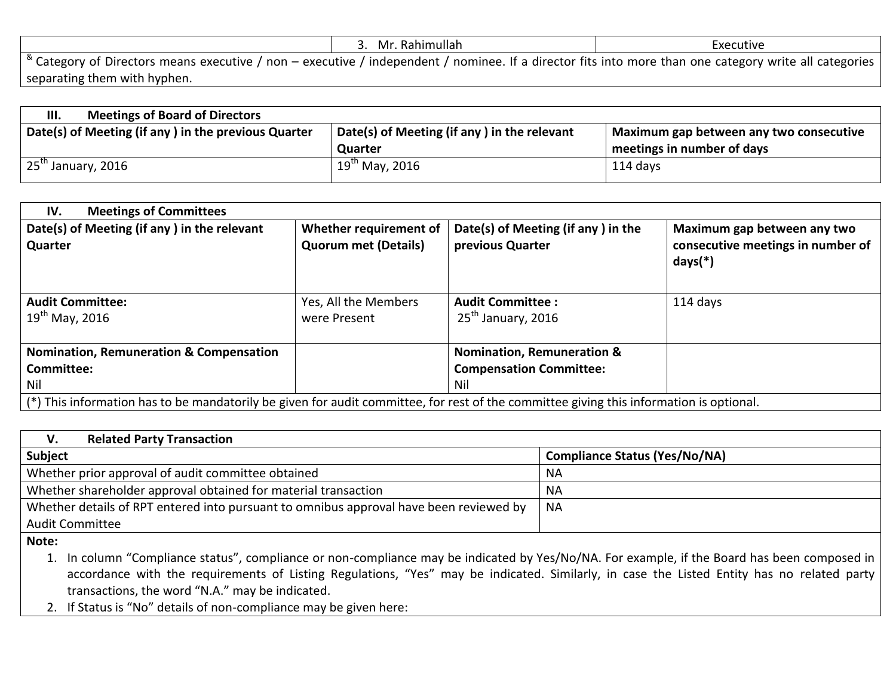| | 3. Mr. Rahimullah | Executive |
|---|---|---|

[&] Category of Directors means executive / non – executive / independent / nominee. If a director fits into more than one category write all categories separating them with hyphen.

| III. Meetings of Board of Directors | | |
|---|---|---|
| **Date(s) of Meeting (if any ) in the previous Quarter** | **Date(s) of Meeting (if any ) in the relevant Quarter** | **Maximum gap between any two consecutive meetings in number of days** |
| 25th January, 2016 | 19th May, 2016 | 114 days |

| IV. Meetings of Committees | | | |
|---|---|---|---|
| **Date(s) of Meeting (if any ) in the relevant Quarter** | **Whether requirement of Quorum met (Details)** | **Date(s) of Meeting (if any ) in the previous Quarter** | **Maximum gap between any two consecutive meetings in number of days(*)** |
| **Audit Committee:** 19th May, 2016 | Yes, All the Members were Present | **Audit Committee :** 25th January, 2016 | 114 days |
| **Nomination, Remuneration & Compensation Committee:** Nil | | **Nomination, Remuneration & Compensation Committee:** Nil | |

(*) This information has to be mandatorily be given for audit committee, for rest of the committee giving this information is optional.

| V. Related Party Transaction | |
|---|---|
| **Subject** | **Compliance Status (Yes/No/NA)** |
| Whether prior approval of audit committee obtained | NA |
| Whether shareholder approval obtained for material transaction | NA |
| Whether details of RPT entered into pursuant to omnibus approval have been reviewed by Audit Committee | NA |

**Note:**

1. In column "Compliance status", compliance or non-compliance may be indicated by Yes/No/NA. For example, if the Board has been composed in accordance with the requirements of Listing Regulations, "Yes" may be indicated. Similarly, in case the Listed Entity has no related party transactions, the word "N.A." may be indicated.
2. If Status is "No" details of non-compliance may be given here: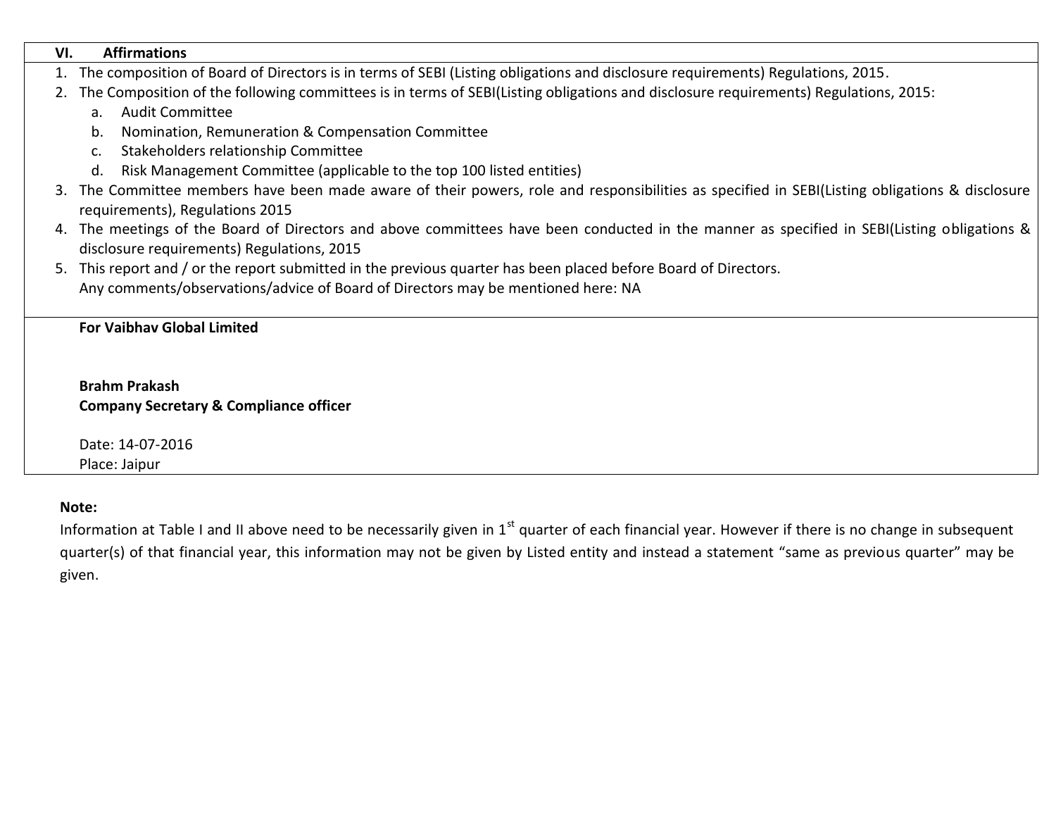## VI. Affirmations

1. The composition of Board of Directors is in terms of SEBI (Listing obligations and disclosure requirements) Regulations, 2015.
2. The Composition of the following committees is in terms of SEBI(Listing obligations and disclosure requirements) Regulations, 2015:
   a. Audit Committee
   b. Nomination, Remuneration & Compensation Committee
   c. Stakeholders relationship Committee
   d. Risk Management Committee (applicable to the top 100 listed entities)
3. The Committee members have been made aware of their powers, role and responsibilities as specified in SEBI(Listing obligations & disclosure requirements), Regulations 2015
4. The meetings of the Board of Directors and above committees have been conducted in the manner as specified in SEBI(Listing obligations & disclosure requirements) Regulations, 2015
5. This report and / or the report submitted in the previous quarter has been placed before Board of Directors.
   Any comments/observations/advice of Board of Directors may be mentioned here: NA

**For Vaibhav Global Limited**

**Brahm Prakash**
**Company Secretary & Compliance officer**

Date: 14-07-2016
Place: Jaipur

**Note:**
Information at Table I and II above need to be necessarily given in 1st quarter of each financial year. However if there is no change in subsequent quarter(s) of that financial year, this information may not be given by Listed entity and instead a statement "same as previous quarter" may be given.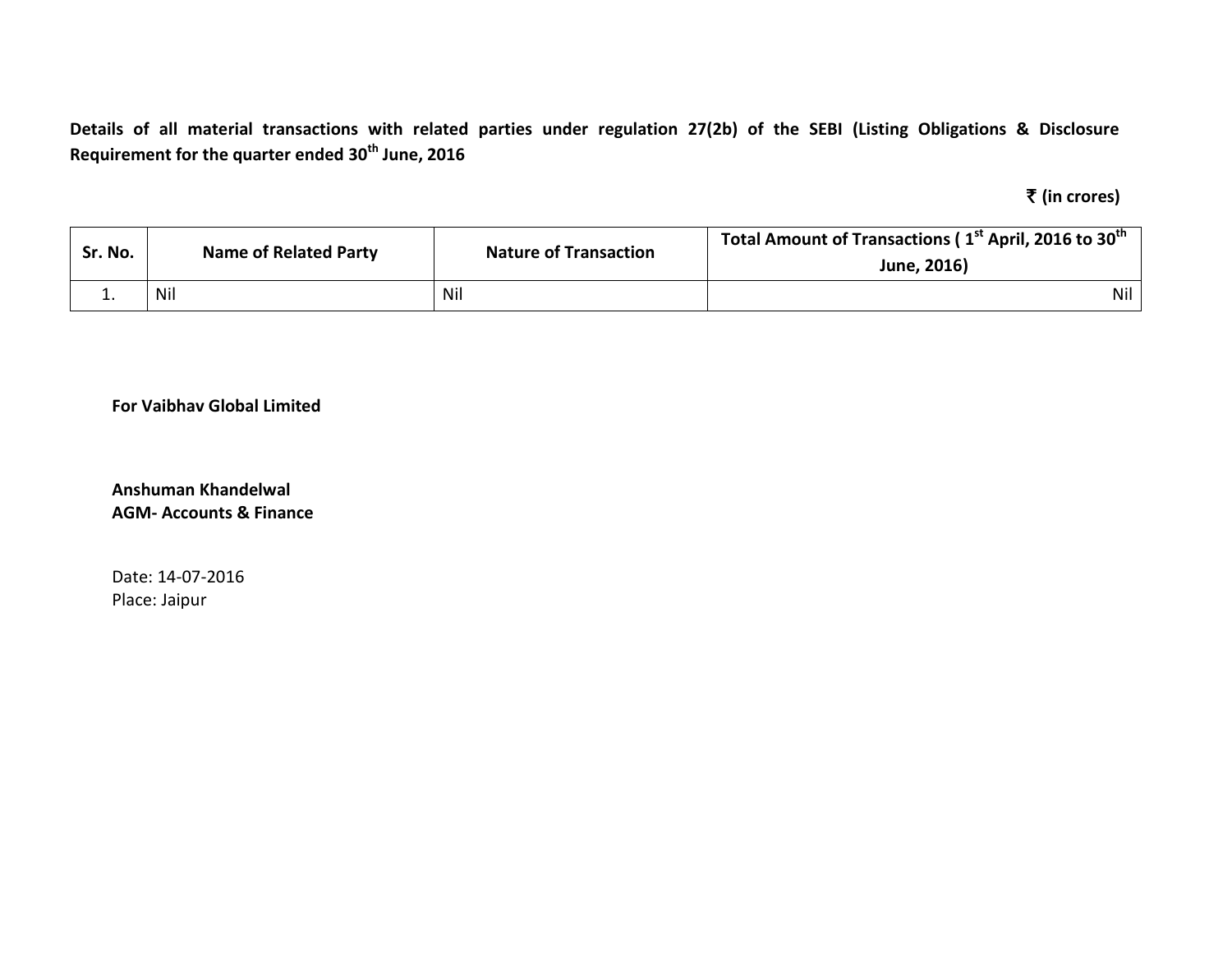**Details of all material transactions with related parties under regulation 27(2b) of the SEBI (Listing Obligations & Disclosure Requirement for the quarter ended 30th June, 2016**

**₹ (in crores)**

| Sr. No. | Name of Related Party | Nature of Transaction | Total Amount of Transactions ( 1st April, 2016 to 30th June, 2016) |
|---|---|---|---|
| 1. | Nil | Nil | Nil |

**For Vaibhav Global Limited**

**Anshuman Khandelwal**
**AGM- Accounts & Finance**

Date: 14-07-2016
Place: Jaipur